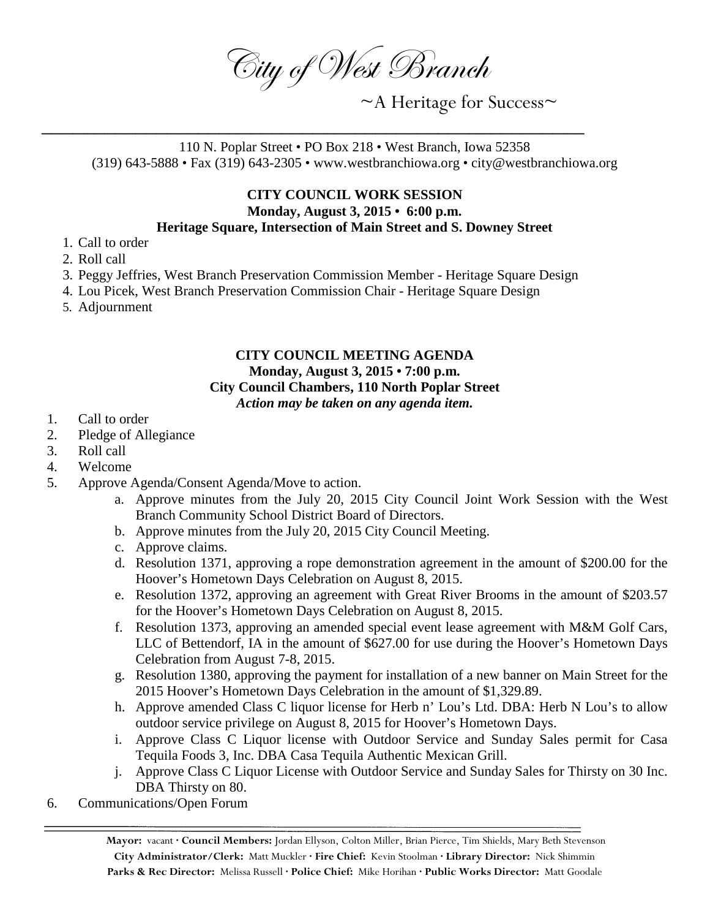# City of West Branch

~A Heritage for Success~

110 N. Poplar Street • PO Box 218 • West Branch, Iowa 52358
(319) 643-5888 • Fax (319) 643-2305 • www.westbranchiowa.org • city@westbranchiowa.org

**CITY COUNCIL WORK SESSION**
**Monday, August 3, 2015 • 6:00 p.m.**
**Heritage Square, Intersection of Main Street and S. Downey Street**

1. Call to order
2. Roll call
3. Peggy Jeffries, West Branch Preservation Commission Member - Heritage Square Design
4. Lou Picek, West Branch Preservation Commission Chair - Heritage Square Design
5. Adjournment

**CITY COUNCIL MEETING AGENDA**
**Monday, August 3, 2015 • 7:00 p.m.**
**City Council Chambers, 110 North Poplar Street**
***Action may be taken on any agenda item.***

1. Call to order
2. Pledge of Allegiance
3. Roll call
4. Welcome
5. Approve Agenda/Consent Agenda/Move to action.
   a. Approve minutes from the July 20, 2015 City Council Joint Work Session with the West Branch Community School District Board of Directors.
   b. Approve minutes from the July 20, 2015 City Council Meeting.
   c. Approve claims.
   d. Resolution 1371, approving a rope demonstration agreement in the amount of $200.00 for the Hoover's Hometown Days Celebration on August 8, 2015.
   e. Resolution 1372, approving an agreement with Great River Brooms in the amount of $203.57 for the Hoover's Hometown Days Celebration on August 8, 2015.
   f. Resolution 1373, approving an amended special event lease agreement with M&M Golf Cars, LLC of Bettendorf, IA in the amount of $627.00 for use during the Hoover's Hometown Days Celebration from August 7-8, 2015.
   g. Resolution 1380, approving the payment for installation of a new banner on Main Street for the 2015 Hoover's Hometown Days Celebration in the amount of $1,329.89.
   h. Approve amended Class C liquor license for Herb n' Lou's Ltd. DBA: Herb N Lou's to allow outdoor service privilege on August 8, 2015 for Hoover's Hometown Days.
   i. Approve Class C Liquor license with Outdoor Service and Sunday Sales permit for Casa Tequila Foods 3, Inc. DBA Casa Tequila Authentic Mexican Grill.
   j. Approve Class C Liquor License with Outdoor Service and Sunday Sales for Thirsty on 30 Inc. DBA Thirsty on 80.
6. Communications/Open Forum

**Mayor:** vacant · **Council Members:** Jordan Ellyson, Colton Miller, Brian Pierce, Tim Shields, Mary Beth Stevenson
**City Administrator/Clerk:** Matt Muckler · **Fire Chief:** Kevin Stoolman · **Library Director:** Nick Shimmin
**Parks & Rec Director:** Melissa Russell · **Police Chief:** Mike Horihan · **Public Works Director:** Matt Goodale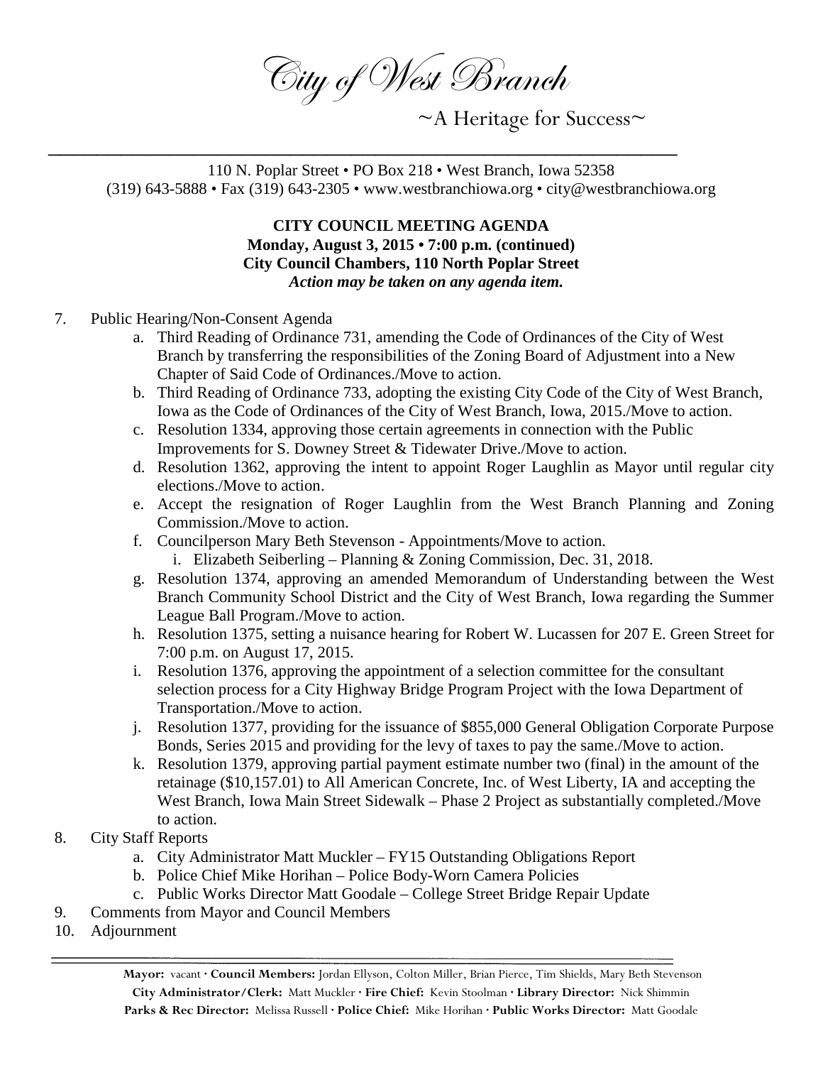City of West Branch

~A Heritage for Success~

110 N. Poplar Street • PO Box 218 • West Branch, Iowa 52358
(319) 643-5888 • Fax (319) 643-2305 • www.westbranchiowa.org • city@westbranchiowa.org

**CITY COUNCIL MEETING AGENDA**
**Monday, August 3, 2015 • 7:00 p.m. (continued)**
**City Council Chambers, 110 North Poplar Street**
***Action may be taken on any agenda item.***

7. Public Hearing/Non-Consent Agenda
   a. Third Reading of Ordinance 731, amending the Code of Ordinances of the City of West Branch by transferring the responsibilities of the Zoning Board of Adjustment into a New Chapter of Said Code of Ordinances./Move to action.
   b. Third Reading of Ordinance 733, adopting the existing City Code of the City of West Branch, Iowa as the Code of Ordinances of the City of West Branch, Iowa, 2015./Move to action.
   c. Resolution 1334, approving those certain agreements in connection with the Public Improvements for S. Downey Street & Tidewater Drive./Move to action.
   d. Resolution 1362, approving the intent to appoint Roger Laughlin as Mayor until regular city elections./Move to action.
   e. Accept the resignation of Roger Laughlin from the West Branch Planning and Zoning Commission./Move to action.
   f. Councilperson Mary Beth Stevenson - Appointments/Move to action.
      i. Elizabeth Seiberling – Planning & Zoning Commission, Dec. 31, 2018.
   g. Resolution 1374, approving an amended Memorandum of Understanding between the West Branch Community School District and the City of West Branch, Iowa regarding the Summer League Ball Program./Move to action.
   h. Resolution 1375, setting a nuisance hearing for Robert W. Lucassen for 207 E. Green Street for 7:00 p.m. on August 17, 2015.
   i. Resolution 1376, approving the appointment of a selection committee for the consultant selection process for a City Highway Bridge Program Project with the Iowa Department of Transportation./Move to action.
   j. Resolution 1377, providing for the issuance of $855,000 General Obligation Corporate Purpose Bonds, Series 2015 and providing for the levy of taxes to pay the same./Move to action.
   k. Resolution 1379, approving partial payment estimate number two (final) in the amount of the retainage ($10,157.01) to All American Concrete, Inc. of West Liberty, IA and accepting the West Branch, Iowa Main Street Sidewalk – Phase 2 Project as substantially completed./Move to action.
8. City Staff Reports
   a. City Administrator Matt Muckler – FY15 Outstanding Obligations Report
   b. Police Chief Mike Horihan – Police Body-Worn Camera Policies
   c. Public Works Director Matt Goodale – College Street Bridge Repair Update
9. Comments from Mayor and Council Members
10. Adjournment

**Mayor:** vacant · **Council Members:** Jordan Ellyson, Colton Miller, Brian Pierce, Tim Shields, Mary Beth Stevenson
**City Administrator/Clerk:** Matt Muckler · **Fire Chief:** Kevin Stoolman · **Library Director:** Nick Shimmin
**Parks & Rec Director:** Melissa Russell · **Police Chief:** Mike Horihan · **Public Works Director:** Matt Goodale